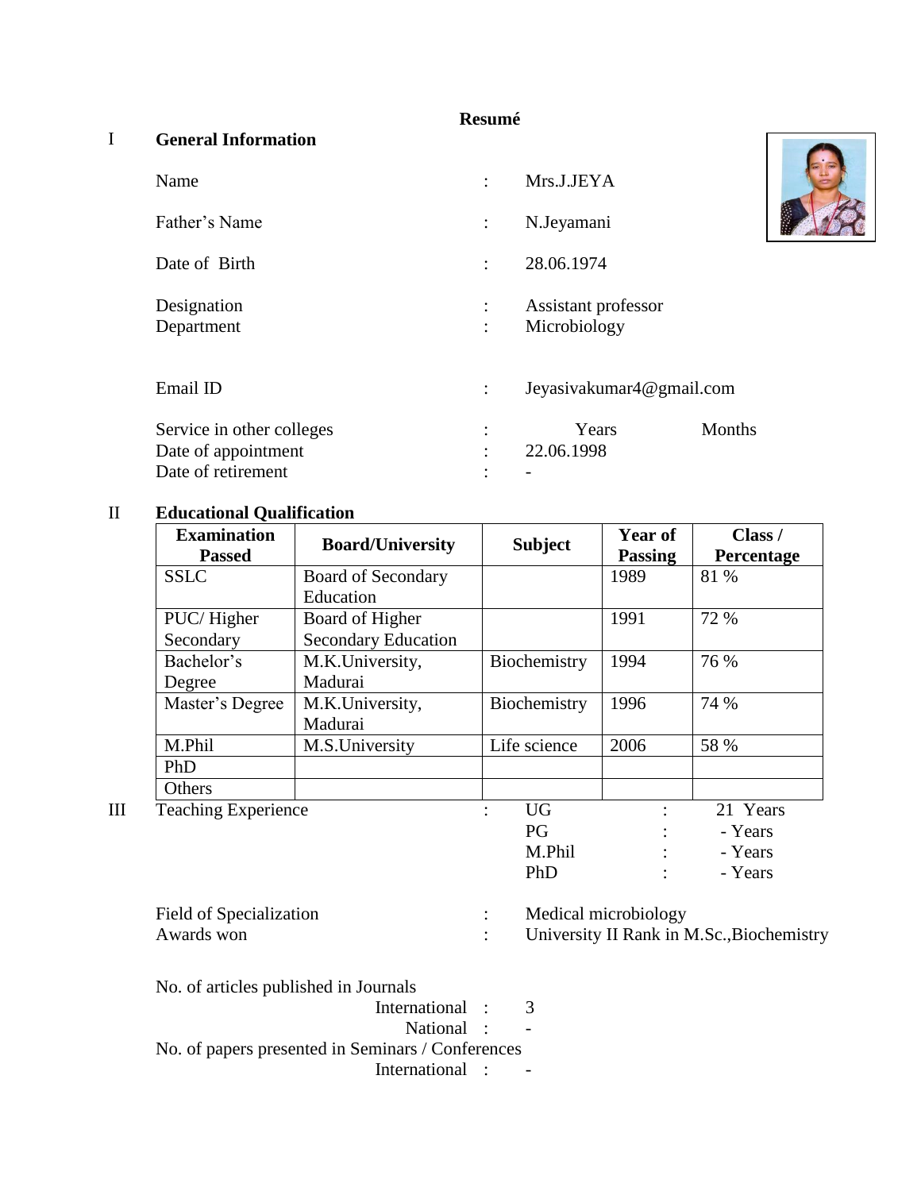# Resumé

## I General Information

| | | |
|---|---|---|
| Name | : | Mrs.J.JEYA |
| Father's Name | : | N.Jeyamani |
| Date of Birth | : | 28.06.1974 |
| Designation | : | Assistant professor |
| Department | : | Microbiology |
| Email ID | : | Jeyasivakumar4@gmail.com |
| Service in other colleges | : | Years Months |
| Date of appointment | : | 22.06.1998 |
| Date of retirement | : | - |

## II Educational Qualification

| Examination Passed | Board/University | Subject | Year of Passing | Class / Percentage |
|---|---|---|---|---|
| SSLC | Board of Secondary Education | | 1989 | 81 % |
| PUC/ Higher Secondary | Board of Higher Secondary Education | | 1991 | 72 % |
| Bachelor's Degree | M.K.University, Madurai | Biochemistry | 1994 | 76 % |
| Master's Degree | M.K.University, Madurai | Biochemistry | 1996 | 74 % |
| M.Phil | M.S.University | Life science | 2006 | 58 % |
| PhD | | | | |
| Others | | | | |

## III Teaching Experience

| | | | | |
|---|---|---|---|---|
| Teaching Experience | : | UG | : | 21 Years |
| | | PG | : | - Years |
| | | M.Phil | : | - Years |
| | | PhD | : | - Years |

Field of Specialization : Medical microbiology

Awards won : University II Rank in M.Sc.,Biochemistry

No. of articles published in Journals

- International : 3
- National : -

No. of papers presented in Seminars / Conferences

- International : -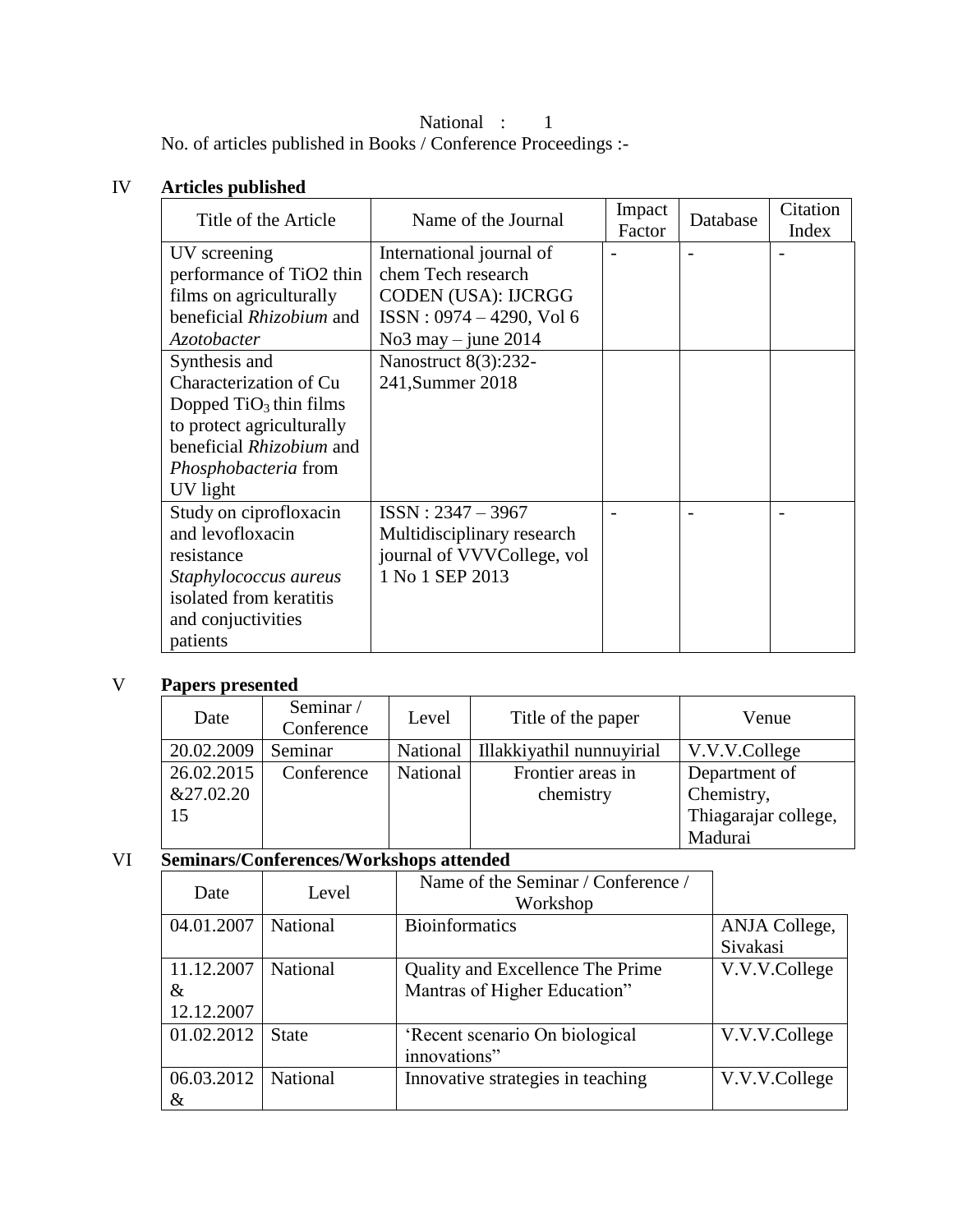National : 1

No. of articles published in Books / Conference Proceedings :-

## IV **Articles published**

| Title of the Article | Name of the Journal | Impact Factor | Database | Citation Index |
|---|---|---|---|---|
| UV screening performance of TiO2 thin films on agriculturally beneficial *Rhizobium* and *Azotobacter* | International journal of chem Tech research CODEN (USA): IJCRGG ISSN : 0974 – 4290, Vol 6 No3 may – june 2014 | - | - | - |
| Synthesis and Characterization of Cu Dopped $TiO_3$ thin films to protect agriculturally beneficial *Rhizobium* and *Phosphobacteria* from UV light | Nanostruct 8(3):232-241,Summer 2018 | | | |
| Study on ciprofloxacin and levofloxacin resistance *Staphylococcus aureus* isolated from keratitis and conjuctivities patients | ISSN : 2347 – 3967 Multidisciplinary research journal of VVVCollege, vol 1 No 1 SEP 2013 | - | - | - |

## V **Papers presented**

| Date | Seminar / Conference | Level | Title of the paper | Venue |
|---|---|---|---|---|
| 20.02.2009 | Seminar | National | Illakkiyathil nunnuyirial | V.V.V.College |
| 26.02.2015 &27.02.2015 | Conference | National | Frontier areas in chemistry | Department of Chemistry, Thiagarajar college, Madurai |

## VI **Seminars/Conferences/Workshops attended**

| Date | Level | Name of the Seminar / Conference / Workshop | |
|---|---|---|---|
| 04.01.2007 | National | Bioinformatics | ANJA College, Sivakasi |
| 11.12.2007 & 12.12.2007 | National | Quality and Excellence The Prime Mantras of Higher Education” | V.V.V.College |
| 01.02.2012 | State | ‘Recent scenario On biological innovations” | V.V.V.College |
| 06.03.2012 & | National | Innovative strategies in teaching | V.V.V.College |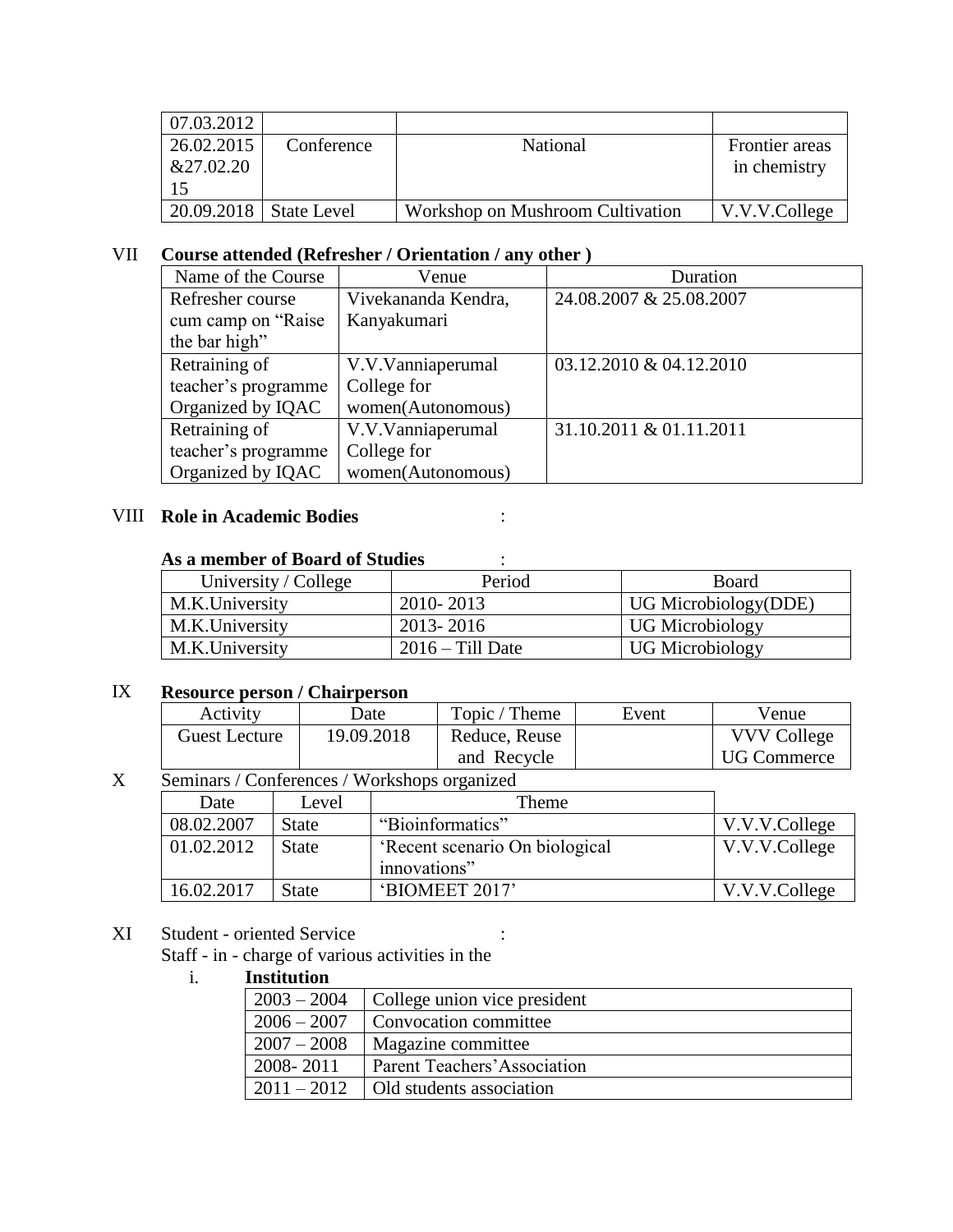| 07.03.2012 | | | |
|---|---|---|---|
| 26.02.2015 &27.02.2015 | Conference | National | Frontier areas in chemistry |
| 20.09.2018 | State Level | Workshop on Mushroom Cultivation | V.V.V.College |

VII **Course attended (Refresher / Orientation / any other )**

| Name of the Course | Venue | Duration |
|---|---|---|
| Refresher course cum camp on "Raise the bar high" | Vivekananda Kendra, Kanyakumari | 24.08.2007 & 25.08.2007 |
| Retraining of teacher's programme Organized by IQAC | V.V.Vanniaperumal College for women(Autonomous) | 03.12.2010 & 04.12.2010 |
| Retraining of teacher's programme Organized by IQAC | V.V.Vanniaperumal College for women(Autonomous) | 31.10.2011 & 01.11.2011 |

VIII **Role in Academic Bodies** :

**As a member of Board of Studies** :

| University / College | Period | Board |
|---|---|---|
| M.K.University | 2010- 2013 | UG Microbiology(DDE) |
| M.K.University | 2013- 2016 | UG Microbiology |
| M.K.University | 2016 – Till Date | UG Microbiology |

IX **Resource person / Chairperson**

| Activity | Date | Topic / Theme | Event | Venue |
|---|---|---|---|---|
| Guest Lecture | 19.09.2018 | Reduce, Reuse and Recycle | | VVV College UG Commerce |

X Seminars / Conferences / Workshops organized

| Date | Level | Theme | |
|---|---|---|---|
| 08.02.2007 | State | "Bioinformatics" | V.V.V.College |
| 01.02.2012 | State | 'Recent scenario On biological innovations" | V.V.V.College |
| 16.02.2017 | State | 'BIOMEET 2017' | V.V.V.College |

XI Student - oriented Service :

Staff - in - charge of various activities in the

i. **Institution**

| 2003 – 2004 | College union vice president |
|---|---|
| 2006 – 2007 | Convocation committee |
| 2007 – 2008 | Magazine committee |
| 2008- 2011 | Parent Teachers'Association |
| 2011 – 2012 | Old students association |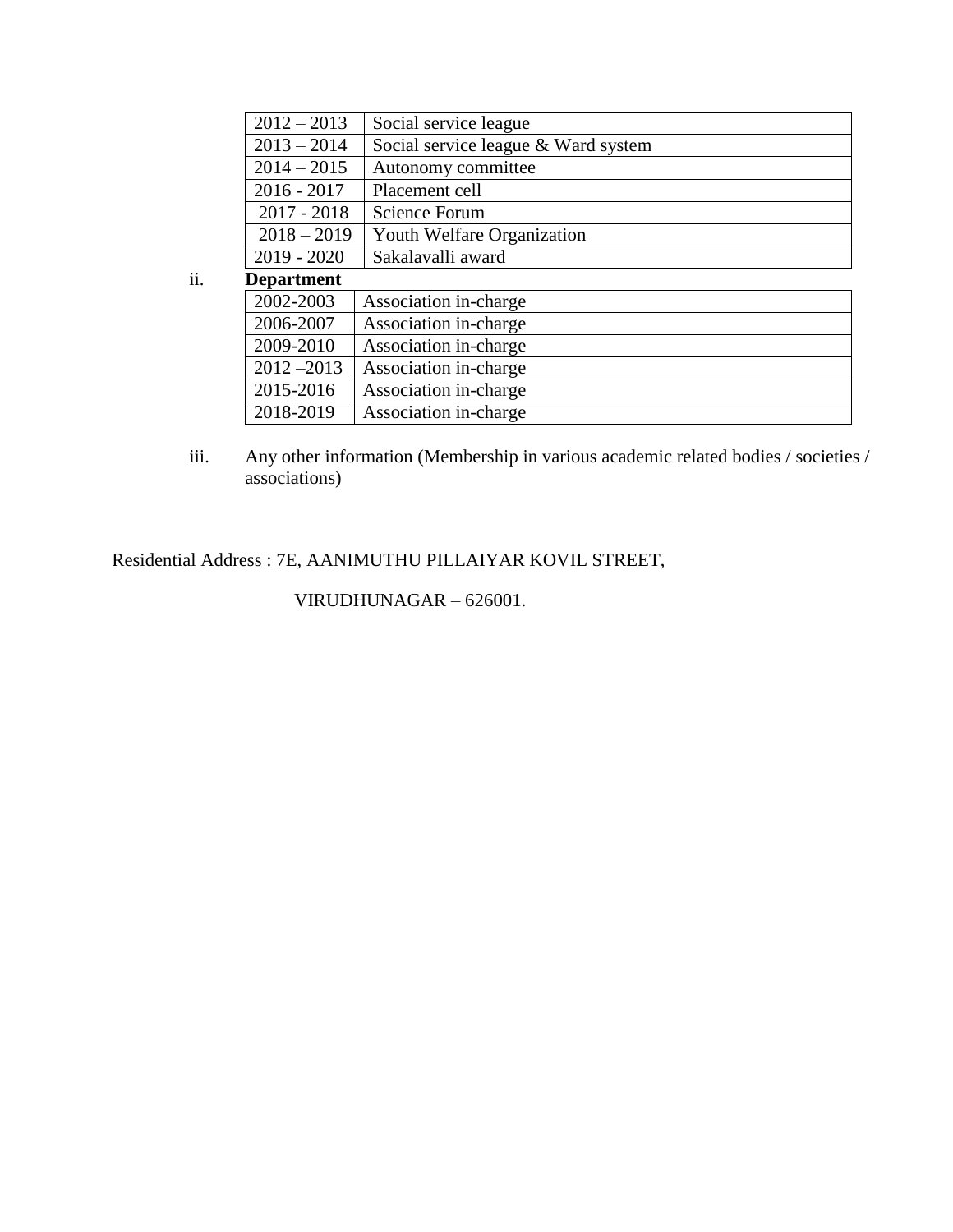| | |
|---|---|
| 2012 – 2013 | Social service league |
| 2013 – 2014 | Social service league & Ward system |
| 2014 – 2015 | Autonomy committee |
| 2016 - 2017 | Placement cell |
| 2017 - 2018 | Science Forum |
| 2018 – 2019 | Youth Welfare Organization |
| 2019 - 2020 | Sakalavalli award |

ii. **Department**

| | |
|---|---|
| 2002-2003 | Association in-charge |
| 2006-2007 | Association in-charge |
| 2009-2010 | Association in-charge |
| 2012 –2013 | Association in-charge |
| 2015-2016 | Association in-charge |
| 2018-2019 | Association in-charge |

iii. Any other information (Membership in various academic related bodies / societies / associations)

Residential Address : 7E, AANIMUTHU PILLAIYAR KOVIL STREET,

VIRUDHUNAGAR – 626001.